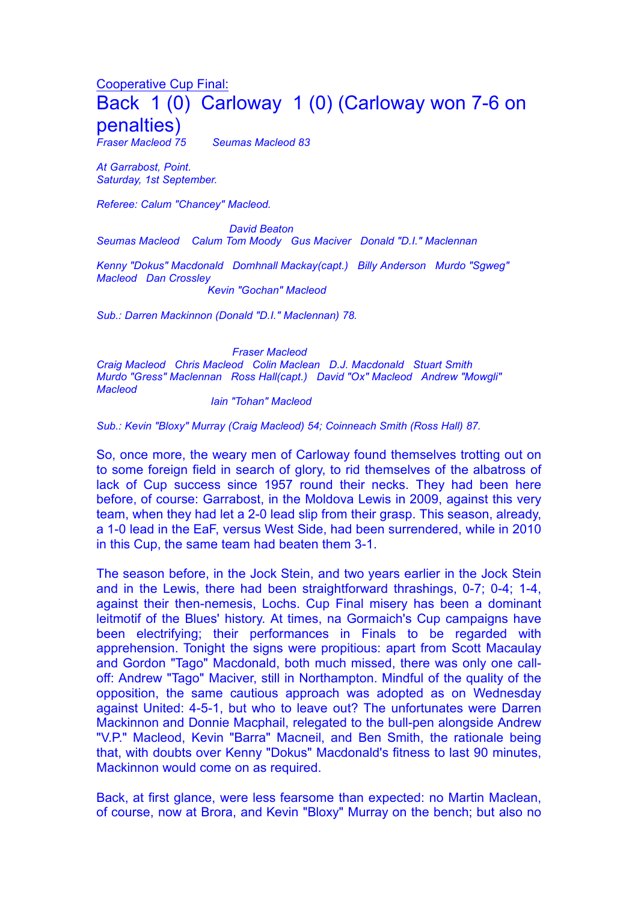Cooperative Cup Final:

# Back 1 (0) Carloway 1 (0) (Carloway won 7-6 on penalties)

*Fraser Macleod 75 Seumas Macleod 83*

*At Garrabost, Point.*
*Saturday, 1st September.*

*Referee: Calum "Chancey" Macleod.*

*David Beaton*
*Seumas Macleod Calum Tom Moody Gus Maciver Donald "D.I." Maclennan*

*Kenny "Dokus" Macdonald Domhnall Mackay(capt.) Billy Anderson Murdo "Sgweg" Macleod Dan Crossley*
*Kevin "Gochan" Macleod*

*Sub.: Darren Mackinnon (Donald "D.I." Maclennan) 78.*

*Fraser Macleod*
*Craig Macleod Chris Macleod Colin Maclean D.J. Macdonald Stuart Smith*
*Murdo "Gress" Maclennan Ross Hall(capt.) David "Ox" Macleod Andrew "Mowgli" Macleod*
*Iain "Tohan" Macleod*

*Sub.: Kevin "Bloxy" Murray (Craig Macleod) 54; Coinneach Smith (Ross Hall) 87.*

So, once more, the weary men of Carloway found themselves trotting out on to some foreign field in search of glory, to rid themselves of the albatross of lack of Cup success since 1957 round their necks. They had been here before, of course: Garrabost, in the Moldova Lewis in 2009, against this very team, when they had let a 2-0 lead slip from their grasp. This season, already, a 1-0 lead in the EaF, versus West Side, had been surrendered, while in 2010 in this Cup, the same team had beaten them 3-1.

The season before, in the Jock Stein, and two years earlier in the Jock Stein and in the Lewis, there had been straightforward thrashings, 0-7; 0-4; 1-4, against their then-nemesis, Lochs. Cup Final misery has been a dominant leitmotif of the Blues' history. At times, na Gormaich's Cup campaigns have been electrifying; their performances in Finals to be regarded with apprehension. Tonight the signs were propitious: apart from Scott Macaulay and Gordon "Tago" Macdonald, both much missed, there was only one call-off: Andrew "Tago" Maciver, still in Northampton. Mindful of the quality of the opposition, the same cautious approach was adopted as on Wednesday against United: 4-5-1, but who to leave out? The unfortunates were Darren Mackinnon and Donnie Macphail, relegated to the bull-pen alongside Andrew "V.P." Macleod, Kevin "Barra" Macneil, and Ben Smith, the rationale being that, with doubts over Kenny "Dokus" Macdonald's fitness to last 90 minutes, Mackinnon would come on as required.

Back, at first glance, were less fearsome than expected: no Martin Maclean, of course, now at Brora, and Kevin "Bloxy" Murray on the bench; but also no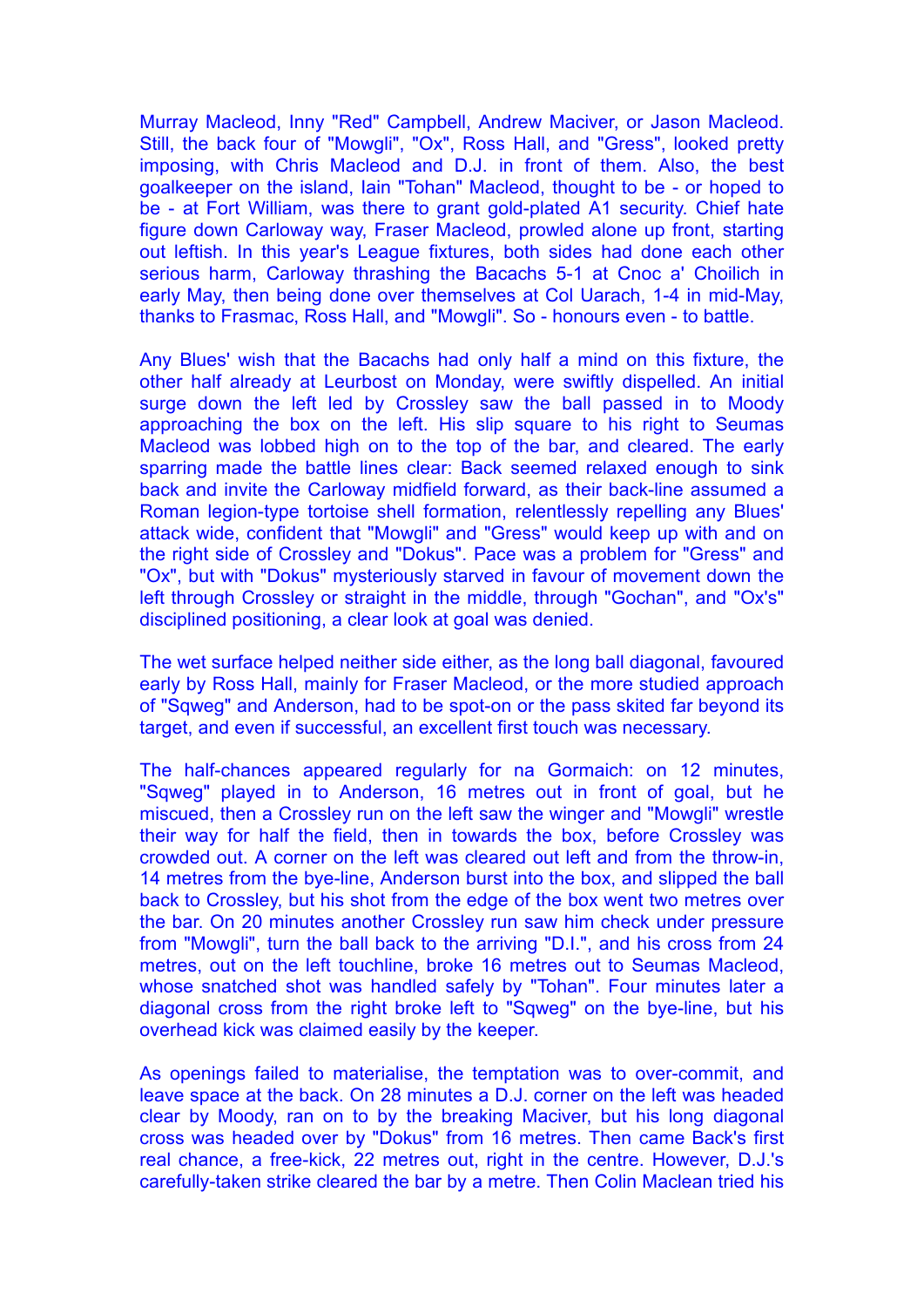Murray Macleod, Inny "Red" Campbell, Andrew Maciver, or Jason Macleod. Still, the back four of "Mowgli", "Ox", Ross Hall, and "Gress", looked pretty imposing, with Chris Macleod and D.J. in front of them. Also, the best goalkeeper on the island, Iain "Tohan" Macleod, thought to be - or hoped to be - at Fort William, was there to grant gold-plated A1 security. Chief hate figure down Carloway way, Fraser Macleod, prowled alone up front, starting out leftish. In this year's League fixtures, both sides had done each other serious harm, Carloway thrashing the Bacachs 5-1 at Cnoc a' Choilich in early May, then being done over themselves at Col Uarach, 1-4 in mid-May, thanks to Frasmac, Ross Hall, and "Mowgli". So - honours even - to battle.

Any Blues' wish that the Bacachs had only half a mind on this fixture, the other half already at Leurbost on Monday, were swiftly dispelled. An initial surge down the left led by Crossley saw the ball passed in to Moody approaching the box on the left. His slip square to his right to Seumas Macleod was lobbed high on to the top of the bar, and cleared. The early sparring made the battle lines clear: Back seemed relaxed enough to sink back and invite the Carloway midfield forward, as their back-line assumed a Roman legion-type tortoise shell formation, relentlessly repelling any Blues' attack wide, confident that "Mowgli" and "Gress" would keep up with and on the right side of Crossley and "Dokus". Pace was a problem for "Gress" and "Ox", but with "Dokus" mysteriously starved in favour of movement down the left through Crossley or straight in the middle, through "Gochan", and "Ox's" disciplined positioning, a clear look at goal was denied.

The wet surface helped neither side either, as the long ball diagonal, favoured early by Ross Hall, mainly for Fraser Macleod, or the more studied approach of "Sqweg" and Anderson, had to be spot-on or the pass skited far beyond its target, and even if successful, an excellent first touch was necessary.

The half-chances appeared regularly for na Gormaich: on 12 minutes, "Sqweg" played in to Anderson, 16 metres out in front of goal, but he miscued, then a Crossley run on the left saw the winger and "Mowgli" wrestle their way for half the field, then in towards the box, before Crossley was crowded out. A corner on the left was cleared out left and from the throw-in, 14 metres from the bye-line, Anderson burst into the box, and slipped the ball back to Crossley, but his shot from the edge of the box went two metres over the bar. On 20 minutes another Crossley run saw him check under pressure from "Mowgli", turn the ball back to the arriving "D.I.", and his cross from 24 metres, out on the left touchline, broke 16 metres out to Seumas Macleod, whose snatched shot was handled safely by "Tohan". Four minutes later a diagonal cross from the right broke left to "Sqweg" on the bye-line, but his overhead kick was claimed easily by the keeper.

As openings failed to materialise, the temptation was to over-commit, and leave space at the back. On 28 minutes a D.J. corner on the left was headed clear by Moody, ran on to by the breaking Maciver, but his long diagonal cross was headed over by "Dokus" from 16 metres. Then came Back's first real chance, a free-kick, 22 metres out, right in the centre. However, D.J.'s carefully-taken strike cleared the bar by a metre. Then Colin Maclean tried his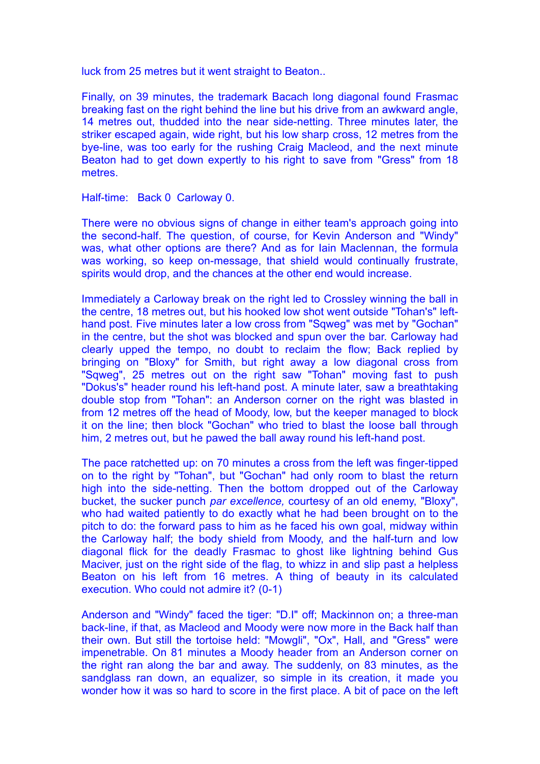luck from 25 metres but it went straight to Beaton..

Finally, on 39 minutes, the trademark Bacach long diagonal found Frasmac breaking fast on the right behind the line but his drive from an awkward angle, 14 metres out, thudded into the near side-netting. Three minutes later, the striker escaped again, wide right, but his low sharp cross, 12 metres from the bye-line, was too early for the rushing Craig Macleod, and the next minute Beaton had to get down expertly to his right to save from "Gress" from 18 metres.

Half-time:   Back 0  Carloway 0.

There were no obvious signs of change in either team's approach going into the second-half. The question, of course, for Kevin Anderson and "Windy" was, what other options are there? And as for Iain Maclennan, the formula was working, so keep on-message, that shield would continually frustrate, spirits would drop, and the chances at the other end would increase.

Immediately a Carloway break on the right led to Crossley winning the ball in the centre, 18 metres out, but his hooked low shot went outside "Tohan's" left-hand post. Five minutes later a low cross from "Sqweg" was met by "Gochan" in the centre, but the shot was blocked and spun over the bar. Carloway had clearly upped the tempo, no doubt to reclaim the flow; Back replied by bringing on "Bloxy" for Smith, but right away a low diagonal cross from "Sqweg", 25 metres out on the right saw "Tohan" moving fast to push "Dokus's" header round his left-hand post. A minute later, saw a breathtaking double stop from "Tohan": an Anderson corner on the right was blasted in from 12 metres off the head of Moody, low, but the keeper managed to block it on the line; then block "Gochan" who tried to blast the loose ball through him, 2 metres out, but he pawed the ball away round his left-hand post.

The pace ratchetted up: on 70 minutes a cross from the left was finger-tipped on to the right by "Tohan", but "Gochan" had only room to blast the return high into the side-netting. Then the bottom dropped out of the Carloway bucket, the sucker punch *par excellence,* courtesy of an old enemy, "Bloxy", who had waited patiently to do exactly what he had been brought on to the pitch to do: the forward pass to him as he faced his own goal, midway within the Carloway half; the body shield from Moody, and the half-turn and low diagonal flick for the deadly Frasmac to ghost like lightning behind Gus Maciver, just on the right side of the flag, to whizz in and slip past a helpless Beaton on his left from 16 metres. A thing of beauty in its calculated execution. Who could not admire it? (0-1)

Anderson and "Windy" faced the tiger: "D.I" off; Mackinnon on; a three-man back-line, if that, as Macleod and Moody were now more in the Back half than their own. But still the tortoise held: "Mowgli", "Ox", Hall, and "Gress" were impenetrable. On 81 minutes a Moody header from an Anderson corner on the right ran along the bar and away. The suddenly, on 83 minutes, as the sandglass ran down, an equalizer, so simple in its creation, it made you wonder how it was so hard to score in the first place. A bit of pace on the left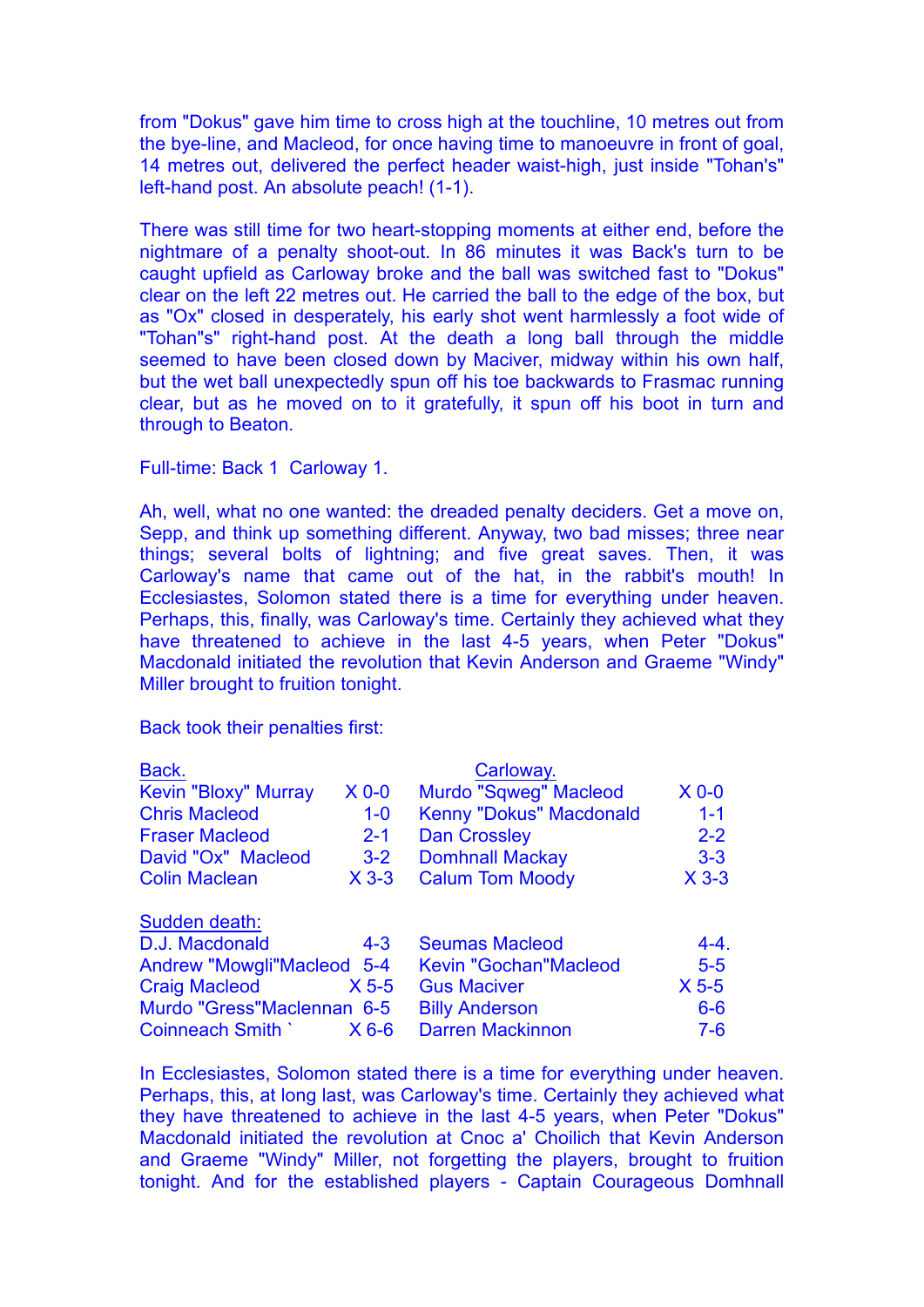from "Dokus" gave him time to cross high at the touchline, 10 metres out from the bye-line, and Macleod, for once having time to manoeuvre in front of goal, 14 metres out, delivered the perfect header waist-high, just inside "Tohan's" left-hand post. An absolute peach! (1-1).

There was still time for two heart-stopping moments at either end, before the nightmare of a penalty shoot-out. In 86 minutes it was Back's turn to be caught upfield as Carloway broke and the ball was switched fast to "Dokus" clear on the left 22 metres out. He carried the ball to the edge of the box, but as "Ox" closed in desperately, his early shot went harmlessly a foot wide of "Tohan"s" right-hand post. At the death a long ball through the middle seemed to have been closed down by Maciver, midway within his own half, but the wet ball unexpectedly spun off his toe backwards to Frasmac running clear, but as he moved on to it gratefully, it spun off his boot in turn and through to Beaton.

Full-time: Back 1  Carloway 1.

Ah, well, what no one wanted: the dreaded penalty deciders. Get a move on, Sepp, and think up something different. Anyway, two bad misses; three near things; several bolts of lightning; and five great saves. Then, it was Carloway's name that came out of the hat, in the rabbit's mouth! In Ecclesiastes, Solomon stated there is a time for everything under heaven. Perhaps, this, finally, was Carloway's time. Certainly they achieved what they have threatened to achieve in the last 4-5 years, when Peter "Dokus" Macdonald initiated the revolution that Kevin Anderson and Graeme "Windy" Miller brought to fruition tonight.

Back took their penalties first:

| Back. | | Carloway. | |
|---|---|---|---|
| Kevin "Bloxy" Murray | X 0-0 | Murdo "Sqweg" Macleod | X 0-0 |
| Chris Macleod | 1-0 | Kenny "Dokus" Macdonald | 1-1 |
| Fraser Macleod | 2-1 | Dan Crossley | 2-2 |
| David "Ox" Macleod | 3-2 | Domhnall Mackay | 3-3 |
| Colin Maclean | X 3-3 | Calum Tom Moody | X 3-3 |
| Sudden death: | | | |
| D.J. Macdonald | 4-3 | Seumas Macleod | 4-4. |
| Andrew "Mowgli"Macleod | 5-4 | Kevin "Gochan"Macleod | 5-5 |
| Craig Macleod | X 5-5 | Gus Maciver | X 5-5 |
| Murdo "Gress"Maclennan | 6-5 | Billy Anderson | 6-6 |
| Coinneach Smith ` | X 6-6 | Darren Mackinnon | 7-6 |

In Ecclesiastes, Solomon stated there is a time for everything under heaven. Perhaps, this, at long last, was Carloway's time. Certainly they achieved what they have threatened to achieve in the last 4-5 years, when Peter "Dokus" Macdonald initiated the revolution at Cnoc a' Choilich that Kevin Anderson and Graeme "Windy" Miller, not forgetting the players, brought to fruition tonight. And for the established players - Captain Courageous Domhnall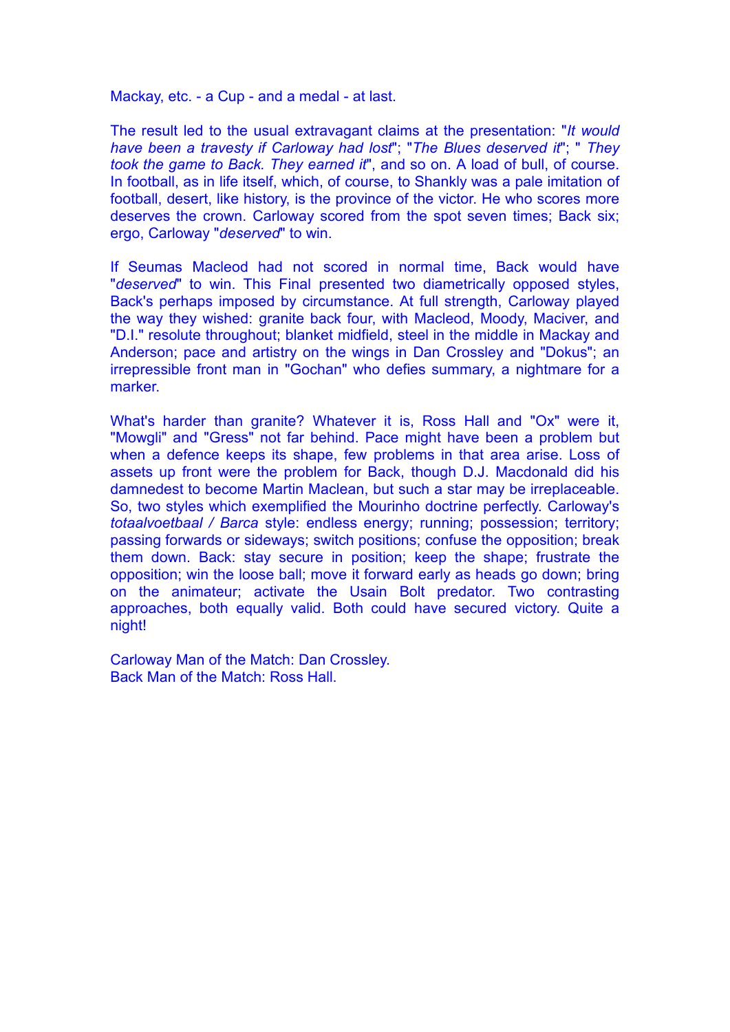Mackay, etc. - a Cup - and a medal - at last.

The result led to the usual extravagant claims at the presentation: "*It would have been a travesty if Carloway had lost*"; "*The Blues deserved it*"; " *They took the game to Back. They earned it*", and so on. A load of bull, of course. In football, as in life itself, which, of course, to Shankly was a pale imitation of football, desert, like history, is the province of the victor. He who scores more deserves the crown. Carloway scored from the spot seven times; Back six; ergo, Carloway "*deserved*" to win.

If Seumas Macleod had not scored in normal time, Back would have "*deserved*" to win. This Final presented two diametrically opposed styles, Back's perhaps imposed by circumstance. At full strength, Carloway played the way they wished: granite back four, with Macleod, Moody, Maciver, and "D.I." resolute throughout; blanket midfield, steel in the middle in Mackay and Anderson; pace and artistry on the wings in Dan Crossley and "Dokus"; an irrepressible front man in "Gochan" who defies summary, a nightmare for a marker.

What's harder than granite? Whatever it is, Ross Hall and "Ox" were it, "Mowgli" and "Gress" not far behind. Pace might have been a problem but when a defence keeps its shape, few problems in that area arise. Loss of assets up front were the problem for Back, though D.J. Macdonald did his damnedest to become Martin Maclean, but such a star may be irreplaceable. So, two styles which exemplified the Mourinho doctrine perfectly. Carloway's *totaalvoetbaal / Barca* style: endless energy; running; possession; territory; passing forwards or sideways; switch positions; confuse the opposition; break them down. Back: stay secure in position; keep the shape; frustrate the opposition; win the loose ball; move it forward early as heads go down; bring on the animateur; activate the Usain Bolt predator. Two contrasting approaches, both equally valid. Both could have secured victory. Quite a night!

Carloway Man of the Match: Dan Crossley.
Back Man of the Match: Ross Hall.